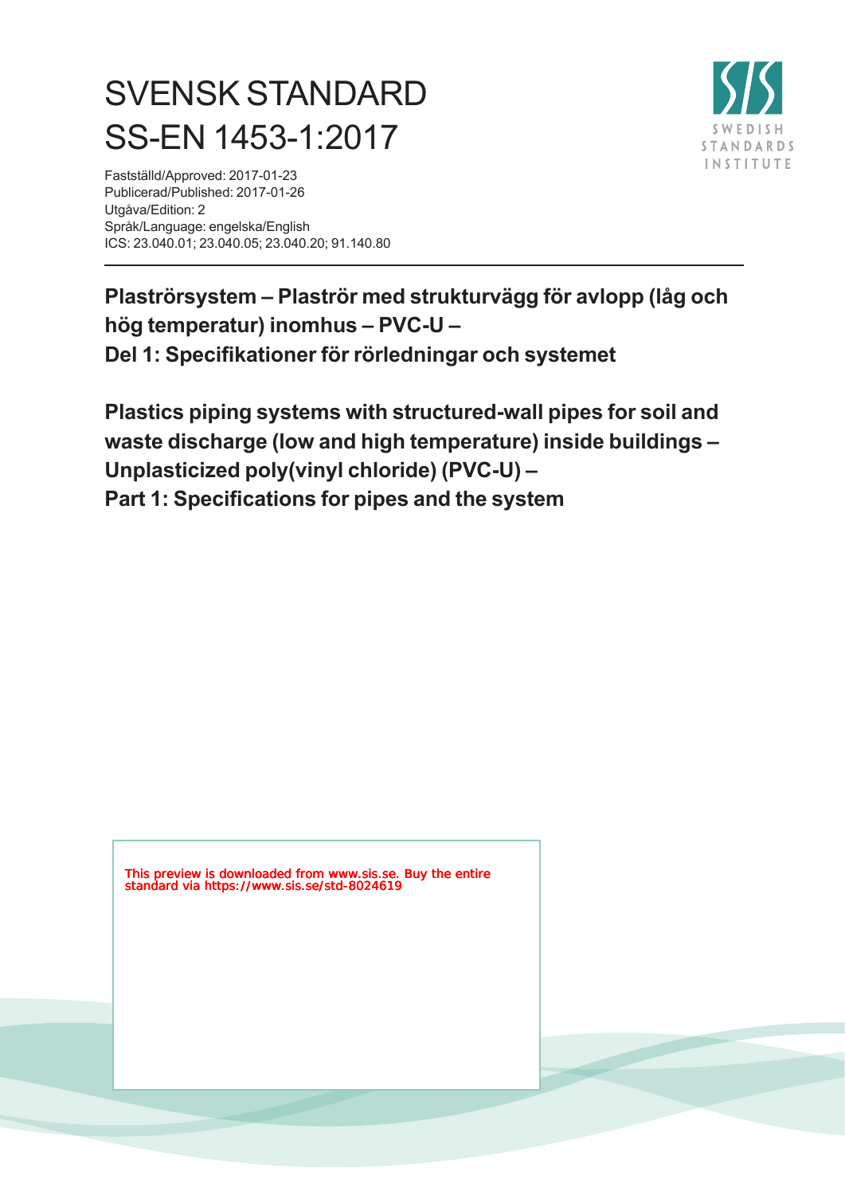# SVENSK STANDARD
# SS-EN 1453-1:2017

Fastställd/Approved: 2017-01-23
Publicerad/Published: 2017-01-26
Utgåva/Edition: 2
Språk/Language: engelska/English
ICS: 23.040.01; 23.040.05; 23.040.20; 91.140.80

**Plaströrsystem – Plaströr med strukturvägg för avlopp (låg och hög temperatur) inomhus – PVC-U –**
**Del 1: Specifikationer för rörledningar och systemet**

**Plastics piping systems with structured-wall pipes for soil and waste discharge (low and high temperature) inside buildings – Unplasticized poly(vinyl chloride) (PVC-U) –**
**Part 1: Specifications for pipes and the system**

This preview is downloaded from www.sis.se. Buy the entire standard via https://www.sis.se/std-8024619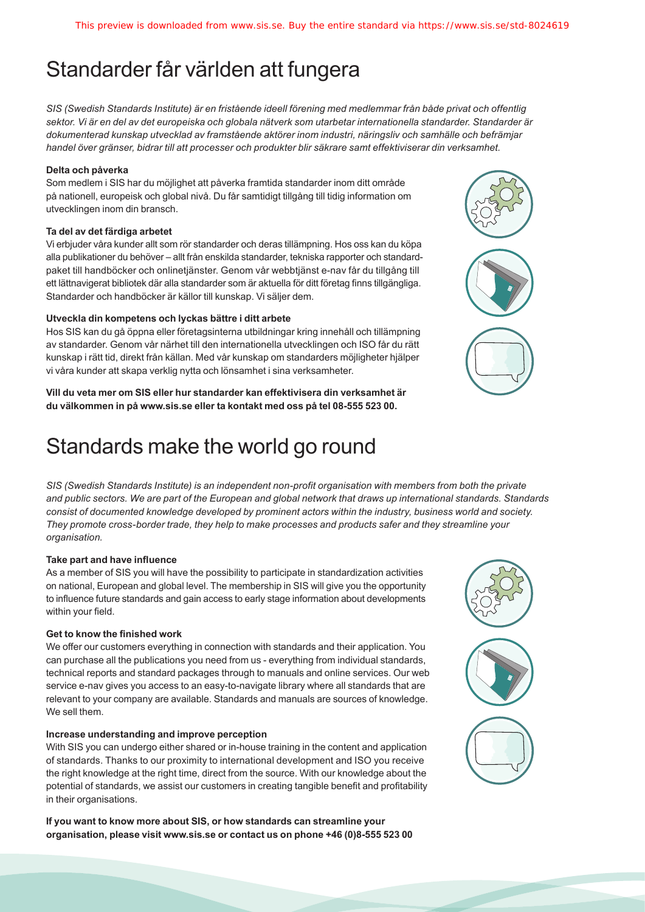# Standarder får världen att fungera

*SIS (Swedish Standards Institute) är en fristående ideell förening med medlemmar från både privat och offentlig sektor. Vi är en del av det europeiska och globala nätverk som utarbetar internationella standarder. Standarder är dokumenterad kunskap utvecklad av framstående aktörer inom industri, näringsliv och samhälle och befrämjar handel över gränser, bidrar till att processer och produkter blir säkrare samt effektiviserar din verksamhet.*

**Delta och påverka**

Som medlem i SIS har du möjlighet att påverka framtida standarder inom ditt område på nationell, europeisk och global nivå. Du får samtidigt tillgång till tidig information om utvecklingen inom din bransch.

**Ta del av det färdiga arbetet**

Vi erbjuder våra kunder allt som rör standarder och deras tillämpning. Hos oss kan du köpa alla publikationer du behöver – allt från enskilda standarder, tekniska rapporter och standardpaket till handböcker och onlinetjänster. Genom vår webbtjänst e-nav får du tillgång till ett lättnavigerat bibliotek där alla standarder som är aktuella för ditt företag finns tillgängliga. Standarder och handböcker är källor till kunskap. Vi säljer dem.

**Utveckla din kompetens och lyckas bättre i ditt arbete**

Hos SIS kan du gå öppna eller företagsinterna utbildningar kring innehåll och tillämpning av standarder. Genom vår närhet till den internationella utvecklingen och ISO får du rätt kunskap i rätt tid, direkt från källan. Med vår kunskap om standarders möjligheter hjälper vi våra kunder att skapa verklig nytta och lönsamhet i sina verksamheter.

**Vill du veta mer om SIS eller hur standarder kan effektivisera din verksamhet är du välkommen in på www.sis.se eller ta kontakt med oss på tel 08-555 523 00.**

# Standards make the world go round

*SIS (Swedish Standards Institute) is an independent non-profit organisation with members from both the private and public sectors. We are part of the European and global network that draws up international standards. Standards consist of documented knowledge developed by prominent actors within the industry, business world and society. They promote cross-border trade, they help to make processes and products safer and they streamline your organisation.*

**Take part and have influence**

As a member of SIS you will have the possibility to participate in standardization activities on national, European and global level. The membership in SIS will give you the opportunity to influence future standards and gain access to early stage information about developments within your field.

**Get to know the finished work**

We offer our customers everything in connection with standards and their application. You can purchase all the publications you need from us - everything from individual standards, technical reports and standard packages through to manuals and online services. Our web service e-nav gives you access to an easy-to-navigate library where all standards that are relevant to your company are available. Standards and manuals are sources of knowledge. We sell them.

**Increase understanding and improve perception**

With SIS you can undergo either shared or in-house training in the content and application of standards. Thanks to our proximity to international development and ISO you receive the right knowledge at the right time, direct from the source. With our knowledge about the potential of standards, we assist our customers in creating tangible benefit and profitability in their organisations.

**If you want to know more about SIS, or how standards can streamline your organisation, please visit www.sis.se or contact us on phone +46 (0)8-555 523 00**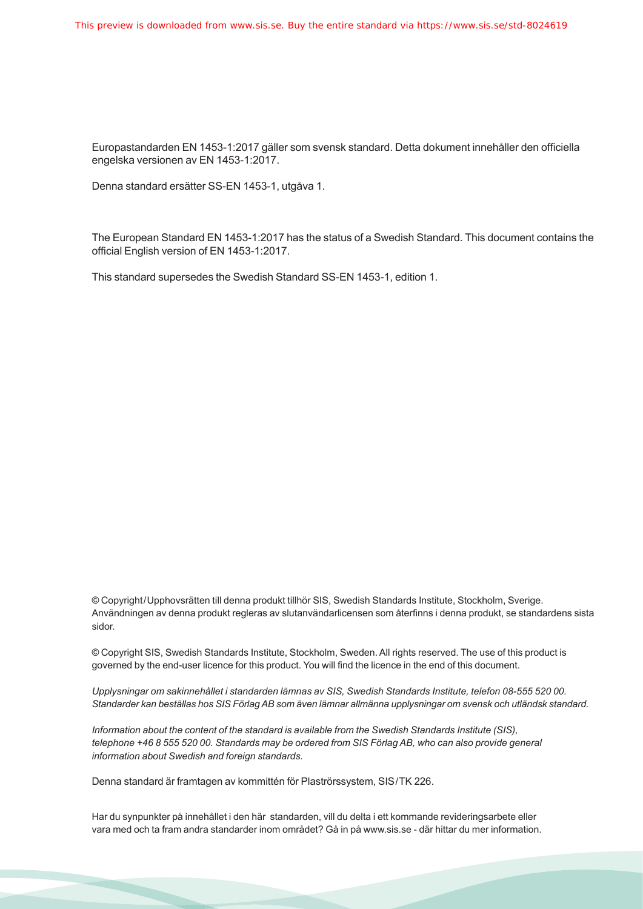Europastandarden EN 1453-1:2017 gäller som svensk standard. Detta dokument innehåller den officiella engelska versionen av EN 1453-1:2017.

Denna standard ersätter SS-EN 1453-1, utgåva 1.

The European Standard EN 1453-1:2017 has the status of a Swedish Standard. This document contains the official English version of EN 1453-1:2017.

This standard supersedes the Swedish Standard SS-EN 1453-1, edition 1.

© Copyright/Upphovsrätten till denna produkt tillhör SIS, Swedish Standards Institute, Stockholm, Sverige. Användningen av denna produkt regleras av slutanvändarlicensen som återfinns i denna produkt, se standardens sista sidor.

© Copyright SIS, Swedish Standards Institute, Stockholm, Sweden. All rights reserved. The use of this product is governed by the end-user licence for this product. You will find the licence in the end of this document.

*Upplysningar om sakinnehållet i standarden lämnas av SIS, Swedish Standards Institute, telefon 08-555 520 00. Standarder kan beställas hos SIS Förlag AB som även lämnar allmänna upplysningar om svensk och utländsk standard.*

*Information about the content of the standard is available from the Swedish Standards Institute (SIS), telephone +46 8 555 520 00. Standards may be ordered from SIS Förlag AB, who can also provide general information about Swedish and foreign standards.*

Denna standard är framtagen av kommittén för Plaströrssystem, SIS/TK 226.

Har du synpunkter på innehållet i den här standarden, vill du delta i ett kommande revideringsarbete eller vara med och ta fram andra standarder inom området? Gå in på www.sis.se - där hittar du mer information.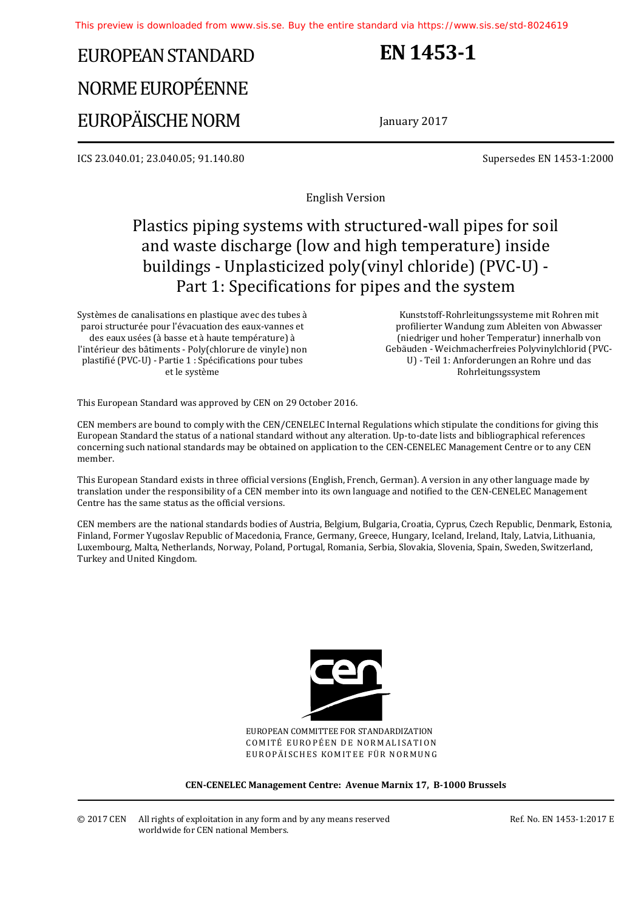This preview is downloaded from www.sis.se. Buy the entire standard via https://www.sis.se/std-8024619

# EUROPEAN STANDARD
# NORME EUROPÉENNE
# EUROPÄISCHE NORM

# EN 1453-1

January 2017

ICS 23.040.01; 23.040.05; 91.140.80

Supersedes EN 1453-1:2000

English Version

## Plastics piping systems with structured-wall pipes for soil and waste discharge (low and high temperature) inside buildings - Unplasticized poly(vinyl chloride) (PVC-U) - Part 1: Specifications for pipes and the system

Systèmes de canalisations en plastique avec des tubes à paroi structurée pour l'évacuation des eaux-vannes et des eaux usées (à basse et à haute température) à l'intérieur des bâtiments - Poly(chlorure de vinyle) non plastifié (PVC-U) - Partie 1 : Spécifications pour tubes et le système

Kunststoff-Rohrleitungssysteme mit Rohren mit profilierter Wandung zum Ableiten von Abwasser (niedriger und hoher Temperatur) innerhalb von Gebäuden - Weichmacherfreies Polyvinylchlorid (PVC-U) - Teil 1: Anforderungen an Rohre und das Rohrleitungssystem

This European Standard was approved by CEN on 29 October 2016.

CEN members are bound to comply with the CEN/CENELEC Internal Regulations which stipulate the conditions for giving this European Standard the status of a national standard without any alteration. Up-to-date lists and bibliographical references concerning such national standards may be obtained on application to the CEN-CENELEC Management Centre or to any CEN member.

This European Standard exists in three official versions (English, French, German). A version in any other language made by translation under the responsibility of a CEN member into its own language and notified to the CEN-CENELEC Management Centre has the same status as the official versions.

CEN members are the national standards bodies of Austria, Belgium, Bulgaria, Croatia, Cyprus, Czech Republic, Denmark, Estonia, Finland, Former Yugoslav Republic of Macedonia, France, Germany, Greece, Hungary, Iceland, Ireland, Italy, Latvia, Lithuania, Luxembourg, Malta, Netherlands, Norway, Poland, Portugal, Romania, Serbia, Slovakia, Slovenia, Spain, Sweden, Switzerland, Turkey and United Kingdom.

EUROPEAN COMMITTEE FOR STANDARDIZATION
COMITÉ EUROPÉEN DE NORMALISATION
EUROPÄISCHES KOMITEE FÜR NORMUNG

**CEN-CENELEC Management Centre: Avenue Marnix 17, B-1000 Brussels**

© 2017 CEN All rights of exploitation in any form and by any means reserved worldwide for CEN national Members.

Ref. No. EN 1453-1:2017 E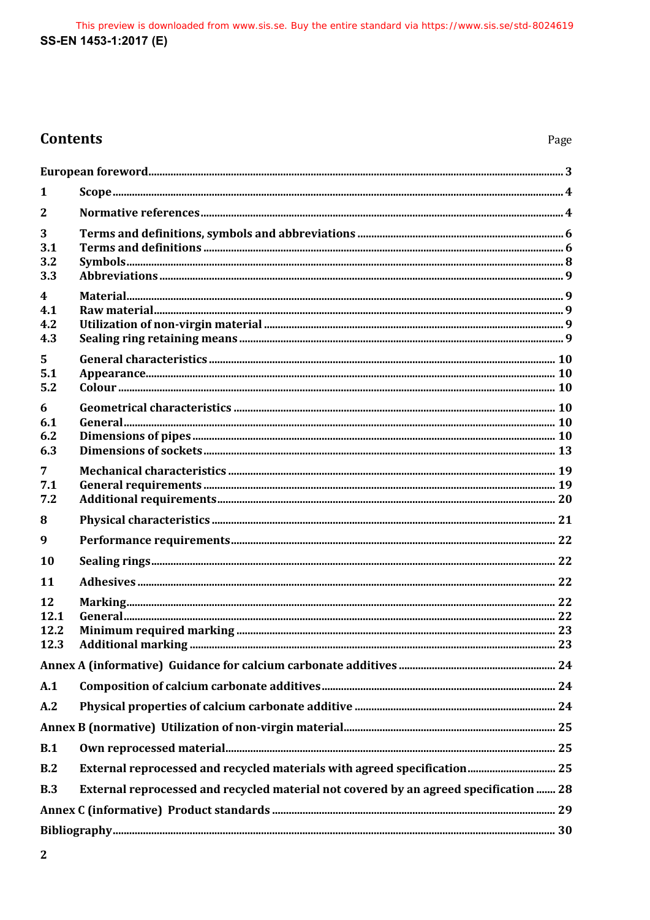# Contents

Page

| | | |
|---|---|---|
| European foreword | | 3 |
| 1 | Scope | 4 |
| 2 | Normative references | 4 |
| 3 | Terms and definitions, symbols and abbreviations | 6 |
| 3.1 | Terms and definitions | 6 |
| 3.2 | Symbols | 8 |
| 3.3 | Abbreviations | 9 |
| 4 | Material | 9 |
| 4.1 | Raw material | 9 |
| 4.2 | Utilization of non-virgin material | 9 |
| 4.3 | Sealing ring retaining means | 9 |
| 5 | General characteristics | 10 |
| 5.1 | Appearance | 10 |
| 5.2 | Colour | 10 |
| 6 | Geometrical characteristics | 10 |
| 6.1 | General | 10 |
| 6.2 | Dimensions of pipes | 10 |
| 6.3 | Dimensions of sockets | 13 |
| 7 | Mechanical characteristics | 19 |
| 7.1 | General requirements | 19 |
| 7.2 | Additional requirements | 20 |
| 8 | Physical characteristics | 21 |
| 9 | Performance requirements | 22 |
| 10 | Sealing rings | 22 |
| 11 | Adhesives | 22 |
| 12 | Marking | 22 |
| 12.1 | General | 22 |
| 12.2 | Minimum required marking | 23 |
| 12.3 | Additional marking | 23 |
| Annex A (informative) Guidance for calcium carbonate additives | | 24 |
| A.1 | Composition of calcium carbonate additives | 24 |
| A.2 | Physical properties of calcium carbonate additive | 24 |
| Annex B (normative) Utilization of non-virgin material | | 25 |
| B.1 | Own reprocessed material | 25 |
| B.2 | External reprocessed and recycled materials with agreed specification | 25 |
| B.3 | External reprocessed and recycled material not covered by an agreed specification | 28 |
| Annex C (informative) Product standards | | 29 |
| Bibliography | | 30 |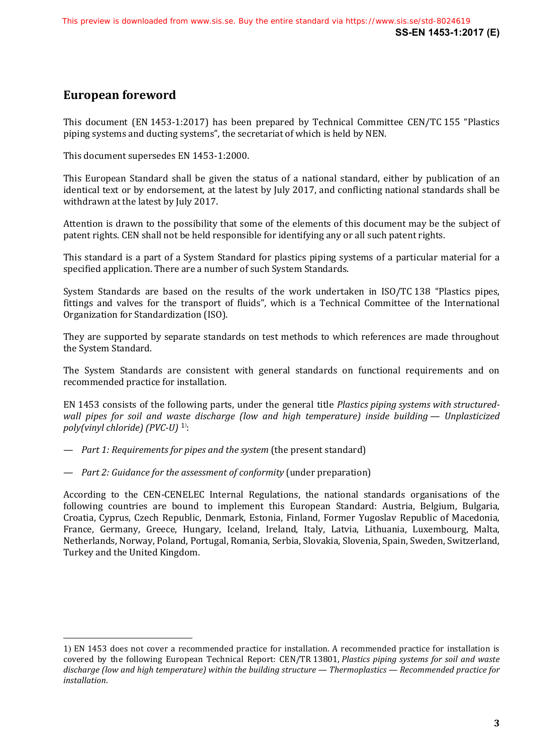## European foreword

This document (EN 1453-1:2017) has been prepared by Technical Committee CEN/TC 155 “Plastics piping systems and ducting systems”, the secretariat of which is held by NEN.

This document supersedes EN 1453-1:2000.

This European Standard shall be given the status of a national standard, either by publication of an identical text or by endorsement, at the latest by July 2017, and conflicting national standards shall be withdrawn at the latest by July 2017.

Attention is drawn to the possibility that some of the elements of this document may be the subject of patent rights. CEN shall not be held responsible for identifying any or all such patent rights.

This standard is a part of a System Standard for plastics piping systems of a particular material for a specified application. There are a number of such System Standards.

System Standards are based on the results of the work undertaken in ISO/TC 138 “Plastics pipes, fittings and valves for the transport of fluids”, which is a Technical Committee of the International Organization for Standardization (ISO).

They are supported by separate standards on test methods to which references are made throughout the System Standard.

The System Standards are consistent with general standards on functional requirements and on recommended practice for installation.

EN 1453 consists of the following parts, under the general title *Plastics piping systems with structured-wall pipes for soil and waste discharge (low and high temperature) inside building — Unplasticized poly(vinyl chloride) (PVC-U)* [1]:

— *Part 1: Requirements for pipes and the system* (the present standard)

— *Part 2: Guidance for the assessment of conformity* (under preparation)

According to the CEN-CENELEC Internal Regulations, the national standards organisations of the following countries are bound to implement this European Standard: Austria, Belgium, Bulgaria, Croatia, Cyprus, Czech Republic, Denmark, Estonia, Finland, Former Yugoslav Republic of Macedonia, France, Germany, Greece, Hungary, Iceland, Ireland, Italy, Latvia, Lithuania, Luxembourg, Malta, Netherlands, Norway, Poland, Portugal, Romania, Serbia, Slovakia, Slovenia, Spain, Sweden, Switzerland, Turkey and the United Kingdom.

---

1) EN 1453 does not cover a recommended practice for installation. A recommended practice for installation is covered by the following European Technical Report: CEN/TR 13801, *Plastics piping systems for soil and waste discharge (low and high temperature) within the building structure — Thermoplastics — Recommended practice for installation*.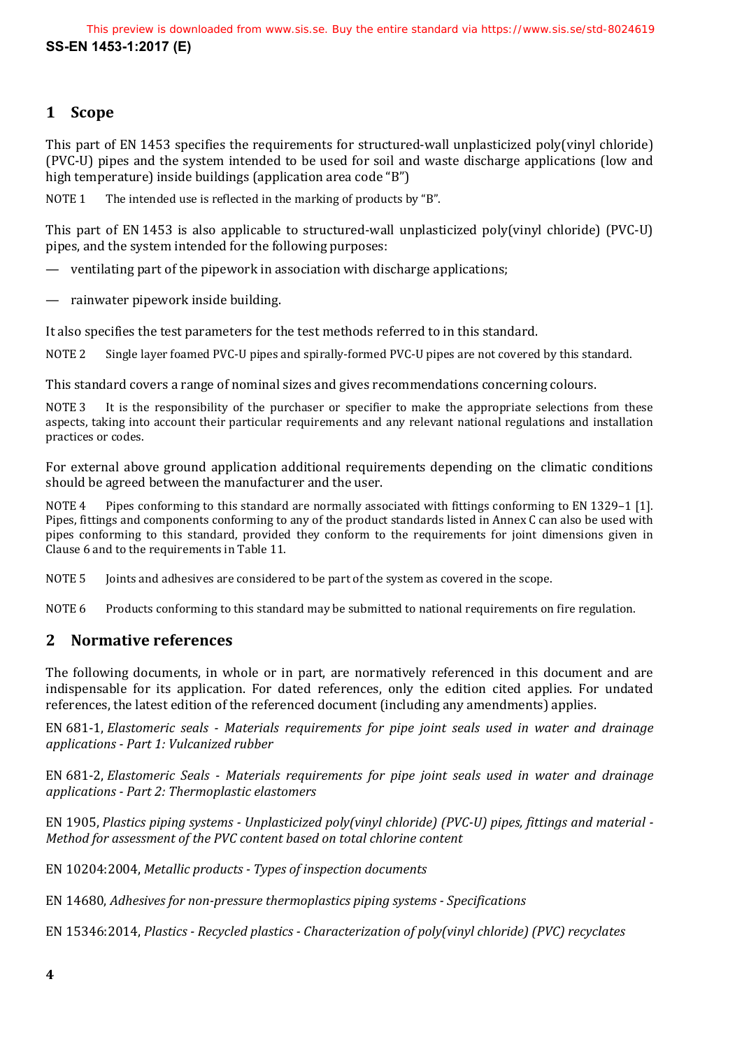## 1 Scope

This part of EN 1453 specifies the requirements for structured-wall unplasticized poly(vinyl chloride) (PVC-U) pipes and the system intended to be used for soil and waste discharge applications (low and high temperature) inside buildings (application area code "B")

NOTE 1 The intended use is reflected in the marking of products by "B".

This part of EN 1453 is also applicable to structured-wall unplasticized poly(vinyl chloride) (PVC-U) pipes, and the system intended for the following purposes:

— ventilating part of the pipework in association with discharge applications;

— rainwater pipework inside building.

It also specifies the test parameters for the test methods referred to in this standard.

NOTE 2 Single layer foamed PVC-U pipes and spirally-formed PVC-U pipes are not covered by this standard.

This standard covers a range of nominal sizes and gives recommendations concerning colours.

NOTE 3 It is the responsibility of the purchaser or specifier to make the appropriate selections from these aspects, taking into account their particular requirements and any relevant national regulations and installation practices or codes.

For external above ground application additional requirements depending on the climatic conditions should be agreed between the manufacturer and the user.

NOTE 4 Pipes conforming to this standard are normally associated with fittings conforming to EN 1329–1 [1]. Pipes, fittings and components conforming to any of the product standards listed in Annex C can also be used with pipes conforming to this standard, provided they conform to the requirements for joint dimensions given in Clause 6 and to the requirements in Table 11.

NOTE 5 Joints and adhesives are considered to be part of the system as covered in the scope.

NOTE 6 Products conforming to this standard may be submitted to national requirements on fire regulation.

## 2 Normative references

The following documents, in whole or in part, are normatively referenced in this document and are indispensable for its application. For dated references, only the edition cited applies. For undated references, the latest edition of the referenced document (including any amendments) applies.

EN 681-1, *Elastomeric seals - Materials requirements for pipe joint seals used in water and drainage applications - Part 1: Vulcanized rubber*

EN 681-2, *Elastomeric Seals - Materials requirements for pipe joint seals used in water and drainage applications - Part 2: Thermoplastic elastomers*

EN 1905, *Plastics piping systems - Unplasticized poly(vinyl chloride) (PVC-U) pipes, fittings and material - Method for assessment of the PVC content based on total chlorine content*

EN 10204:2004, *Metallic products - Types of inspection documents*

EN 14680, *Adhesives for non-pressure thermoplastics piping systems - Specifications*

EN 15346:2014, *Plastics - Recycled plastics - Characterization of poly(vinyl chloride) (PVC) recyclates*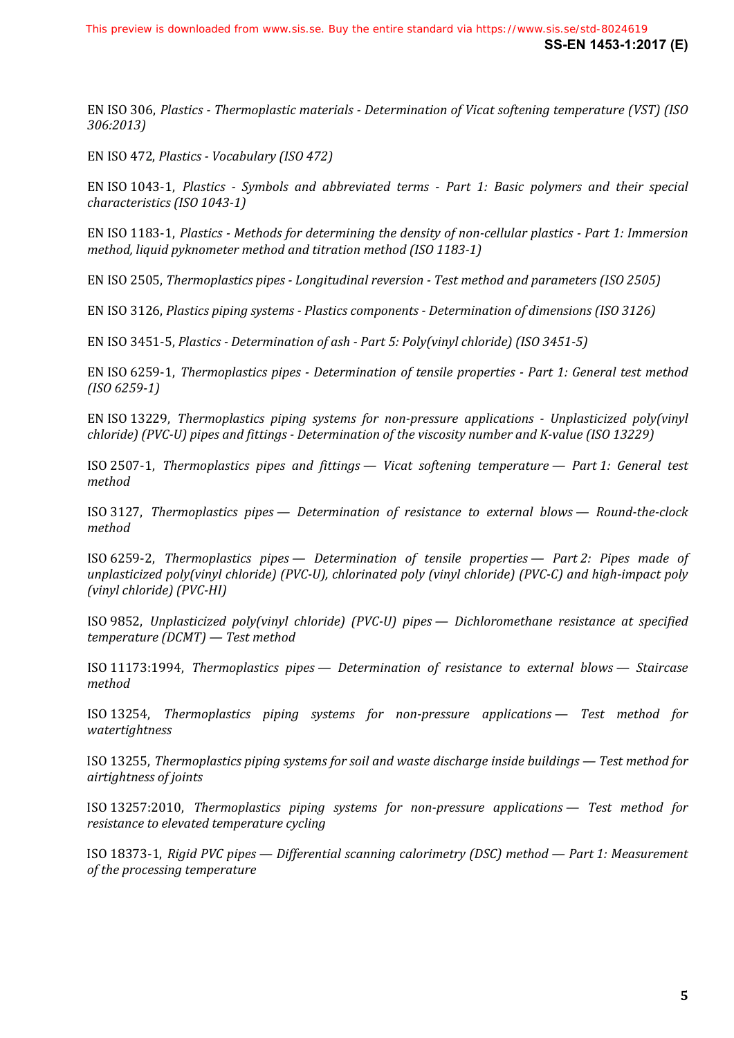EN ISO 306, *Plastics - Thermoplastic materials - Determination of Vicat softening temperature (VST) (ISO 306:2013)*

EN ISO 472, *Plastics - Vocabulary (ISO 472)*

EN ISO 1043-1, *Plastics - Symbols and abbreviated terms - Part 1: Basic polymers and their special characteristics (ISO 1043-1)*

EN ISO 1183-1, *Plastics - Methods for determining the density of non-cellular plastics - Part 1: Immersion method, liquid pyknometer method and titration method (ISO 1183-1)*

EN ISO 2505, *Thermoplastics pipes - Longitudinal reversion - Test method and parameters (ISO 2505)*

EN ISO 3126, *Plastics piping systems - Plastics components - Determination of dimensions (ISO 3126)*

EN ISO 3451-5, *Plastics - Determination of ash - Part 5: Poly(vinyl chloride) (ISO 3451-5)*

EN ISO 6259-1, *Thermoplastics pipes - Determination of tensile properties - Part 1: General test method (ISO 6259-1)*

EN ISO 13229, *Thermoplastics piping systems for non-pressure applications - Unplasticized poly(vinyl chloride) (PVC-U) pipes and fittings - Determination of the viscosity number and K-value (ISO 13229)*

ISO 2507-1, *Thermoplastics pipes and fittings — Vicat softening temperature — Part 1: General test method*

ISO 3127, *Thermoplastics pipes — Determination of resistance to external blows — Round-the-clock method*

ISO 6259-2, *Thermoplastics pipes — Determination of tensile properties — Part 2: Pipes made of unplasticized poly(vinyl chloride) (PVC-U), chlorinated poly (vinyl chloride) (PVC-C) and high-impact poly (vinyl chloride) (PVC-HI)*

ISO 9852, *Unplasticized poly(vinyl chloride) (PVC-U) pipes — Dichloromethane resistance at specified temperature (DCMT) — Test method*

ISO 11173:1994, *Thermoplastics pipes — Determination of resistance to external blows — Staircase method*

ISO 13254, *Thermoplastics piping systems for non-pressure applications — Test method for watertightness*

ISO 13255, *Thermoplastics piping systems for soil and waste discharge inside buildings — Test method for airtightness of joints*

ISO 13257:2010, *Thermoplastics piping systems for non-pressure applications — Test method for resistance to elevated temperature cycling*

ISO 18373-1, *Rigid PVC pipes — Differential scanning calorimetry (DSC) method — Part 1: Measurement of the processing temperature*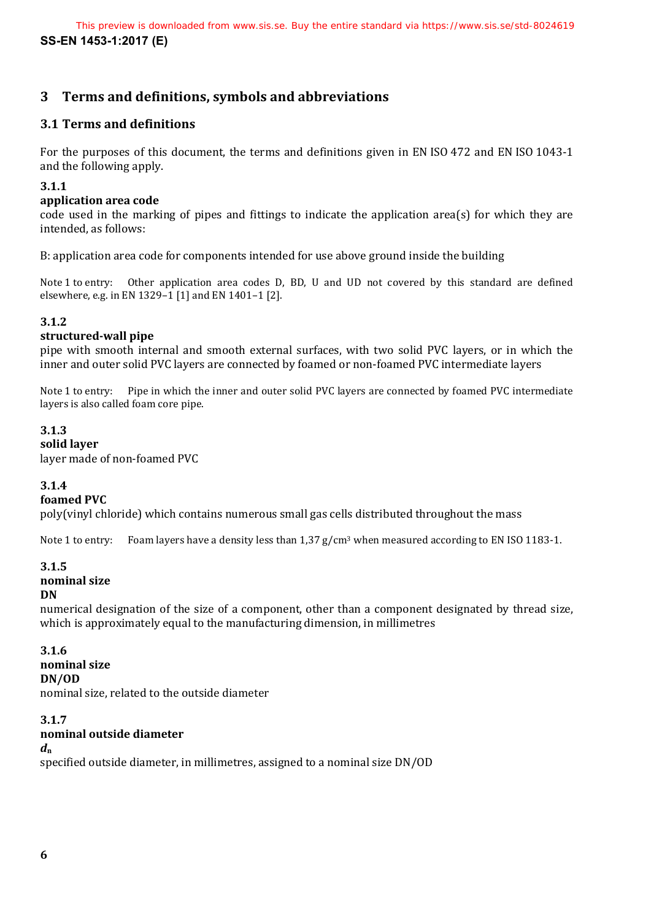# 3 Terms and definitions, symbols and abbreviations

## 3.1 Terms and definitions

For the purposes of this document, the terms and definitions given in EN ISO 472 and EN ISO 1043-1 and the following apply.

**3.1.1**

**application area code**

code used in the marking of pipes and fittings to indicate the application area(s) for which they are intended, as follows:

B: application area code for components intended for use above ground inside the building

Note 1 to entry: Other application area codes D, BD, U and UD not covered by this standard are defined elsewhere, e.g. in EN 1329–1 [1] and EN 1401–1 [2].

**3.1.2**

**structured-wall pipe**

pipe with smooth internal and smooth external surfaces, with two solid PVC layers, or in which the inner and outer solid PVC layers are connected by foamed or non-foamed PVC intermediate layers

Note 1 to entry: Pipe in which the inner and outer solid PVC layers are connected by foamed PVC intermediate layers is also called foam core pipe.

**3.1.3**

**solid layer**

layer made of non-foamed PVC

**3.1.4**

**foamed PVC**

poly(vinyl chloride) which contains numerous small gas cells distributed throughout the mass

Note 1 to entry: Foam layers have a density less than 1,37 g/cm$^3$ when measured according to EN ISO 1183-1.

**3.1.5**

**nominal size**

**DN**

numerical designation of the size of a component, other than a component designated by thread size, which is approximately equal to the manufacturing dimension, in millimetres

**3.1.6**

**nominal size**

**DN/OD**

nominal size, related to the outside diameter

**3.1.7**

**nominal outside diameter**

$d_n$

specified outside diameter, in millimetres, assigned to a nominal size DN/OD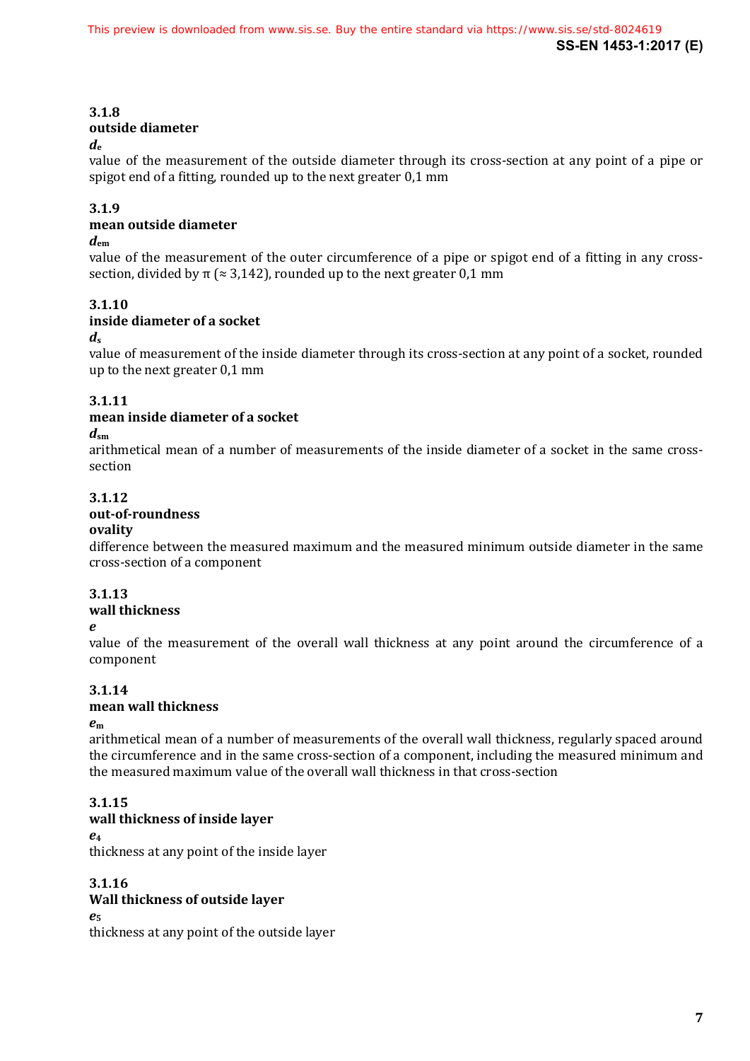### 3.1.8

**outside diameter**

$d_e$

value of the measurement of the outside diameter through its cross-section at any point of a pipe or spigot end of a fitting, rounded up to the next greater 0,1 mm

### 3.1.9

**mean outside diameter**

$d_{em}$

value of the measurement of the outer circumference of a pipe or spigot end of a fitting in any cross-section, divided by π (≈ 3,142), rounded up to the next greater 0,1 mm

### 3.1.10

**inside diameter of a socket**

$d_s$

value of measurement of the inside diameter through its cross-section at any point of a socket, rounded up to the next greater 0,1 mm

### 3.1.11

**mean inside diameter of a socket**

$d_{sm}$

arithmetical mean of a number of measurements of the inside diameter of a socket in the same cross-section

### 3.1.12

**out-of-roundness**

**ovality**

difference between the measured maximum and the measured minimum outside diameter in the same cross-section of a component

### 3.1.13

**wall thickness**

$e$

value of the measurement of the overall wall thickness at any point around the circumference of a component

### 3.1.14

**mean wall thickness**

$e_m$

arithmetical mean of a number of measurements of the overall wall thickness, regularly spaced around the circumference and in the same cross-section of a component, including the measured minimum and the measured maximum value of the overall wall thickness in that cross-section

### 3.1.15

**wall thickness of inside layer**

$e_4$

thickness at any point of the inside layer

### 3.1.16

**Wall thickness of outside layer**

$e_5$

thickness at any point of the outside layer